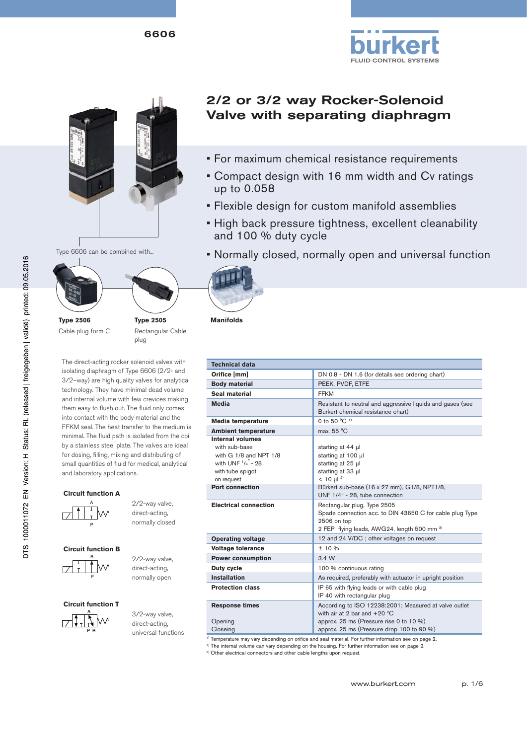# 2/2 or 3/2 way Rocker-Solenoid Valve with separating diaphragm

- For maximum chemical resistance requirements
- Compact design with 16 mm width and Cv ratings up to 0.058
- Flexible design for custom manifold assemblies
- High back pressure tightness, excellent cleanability and 100 % duty cycle
- Normally closed, normally open and universal function

Type 6606 can be combined with...

**Type 2506**
Cable plug form C

**Type 2505**
Rectangular Cable plug

**Manifolds**

The direct-acting rocker solenoid valves with isolating diaphragm of Type 6606 (2/2- and 3/2–way) are high quality valves for analytical technology. They have minimal dead volume and internal volume with few crevices making them easy to flush out. The fluid only comes into contact with the body material and the FFKM seal. The heat transfer to the medium is minimal. The fluid path is isolated from the coil by a stainless steel plate. The valves are ideal for dosing, filling, mixing and distributing of small quantities of fluid for medical, analytical and laboratory applications.

**Circuit function A**

2/2-way valve, direct-acting, normally closed

**Circuit function B**

2/2-way valve, direct-acting, normally open

**Circuit function T**

3/2-way valve, direct-acting, universal functions

| Technical data | |
|---|---|
| **Orifice [mm]** | DN 0.8 - DN 1.6 (for details see ordering chart) |
| **Body material** | PEEK, PVDF, ETFE |
| **Seal material** | FFKM |
| **Media** | Resistant to neutral and aggressive liquids and gases (see Bürkert chemical resistance chart) |
| **Media temperature** | 0 to 50 °C [1] |
| **Ambient temperature** | max. 55 °C |
| **Internal volumes**<br>with sub-base<br>with G 1/8 and NPT 1/8<br>with UNF 1/4" - 28<br>with tube spigot<br>on request | <br>starting at 44 µl<br>starting at 100 µl<br>starting at 25 µl<br>starting at 33 µl<br>< 10 µl [2] |
| **Port connection** | Bürkert sub-base (16 x 27 mm), G1/8, NPT1/8, UNF 1/4" - 28, tube connection |
| **Electrical connection** | Rectangular plug, Type 2505<br>Spade connection acc. to DIN 43650 C for cable plug Type 2506 on top<br>2 FEP flying leads, AWG24, length 500 mm [3] |
| **Operating voltage** | 12 and 24 V/DC ; other voltages on request |
| **Voltage tolerance** | ± 10 % |
| **Power consumption** | 3.4 W |
| **Duty cycle** | 100 % continuous rating |
| **Installation** | As required, preferably with actuator in upright position |
| **Protection class** | IP 65 with flying leads or with cable plug<br>IP 40 with rectangular plug |
| **Response times**<br><br>Opening<br>Closing | According to ISO 12238:2001; Measured at valve outlet with air at 2 bar and +20 °C<br>approx. 25 ms (Pressure rise 0 to 10 %)<br>approx. 25 ms (Pressure drop 100 to 90 %) |

[1] Temperature may vary depending on orifice and seal material. For further information see on page 2.
[2] The internal volume can vary depending on the housing. For further information see on page 2.
[3] Other electrical connectors and other cable lengths upon request.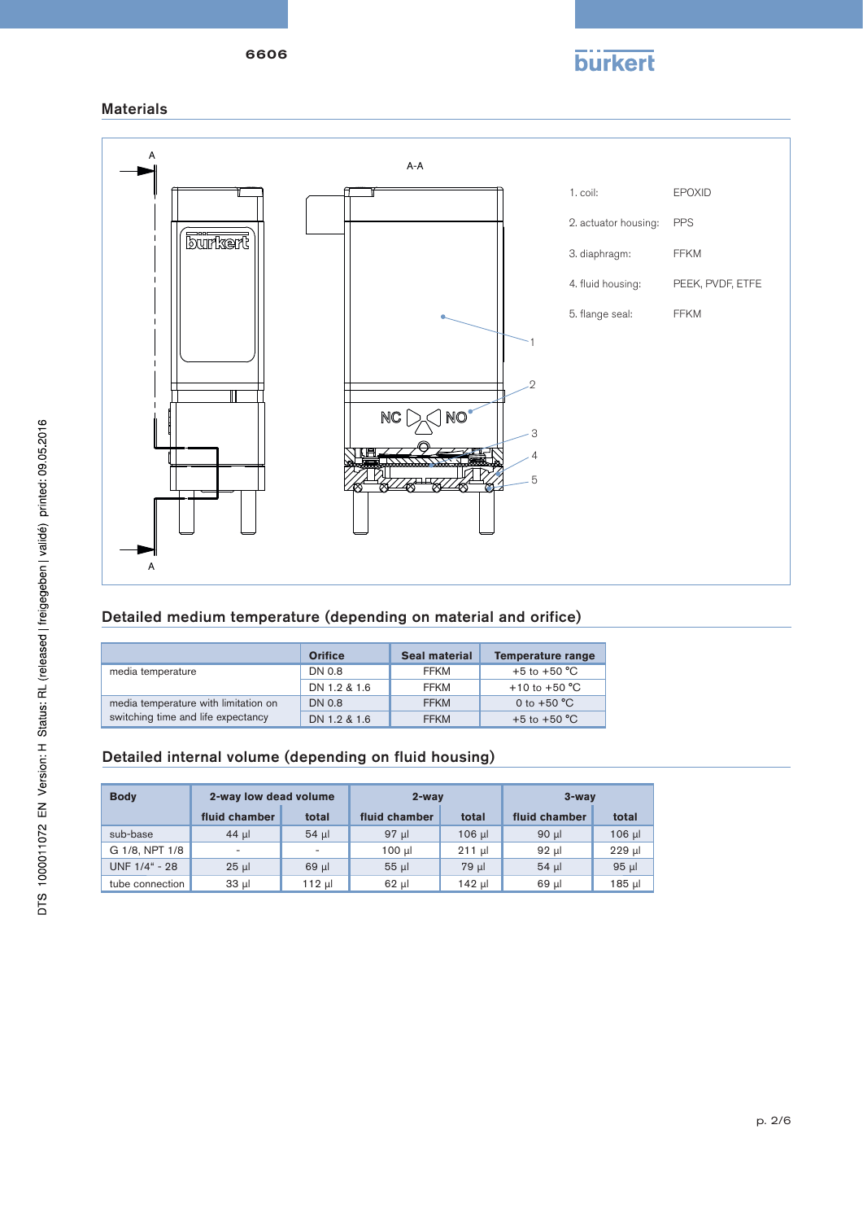## Materials

1. coil: EPOXID
2. actuator housing: PPS
3. diaphragm: FFKM
4. fluid housing: PEEK, PVDF, ETFE
5. flange seal: FFKM

## Detailed medium temperature (depending on material and orifice)

| | Orifice | Seal material | Temperature range |
|---|---|---|---|
| media temperature | DN 0.8 | FFKM | +5 to +50 °C |
| | DN 1.2 & 1.6 | FFKM | +10 to +50 °C |
| media temperature with limitation on switching time and life expectancy | DN 0.8 | FFKM | 0 to +50 °C |
| | DN 1.2 & 1.6 | FFKM | +5 to +50 °C |

## Detailed internal volume (depending on fluid housing)

| Body | 2-way low dead volume | | 2-way | | 3-way | |
|---|---|---|---|---|---|---|
| | fluid chamber | total | fluid chamber | total | fluid chamber | total |
| sub-base | 44 µl | 54 µl | 97 µl | 106 µl | 90 µl | 106 µl |
| G 1/8, NPT 1/8 | - | - | 100 µl | 211 µl | 92 µl | 229 µl |
| UNF 1/4“ - 28 | 25 µl | 69 µl | 55 µl | 79 µl | 54 µl | 95 µl |
| tube connection | 33 µl | 112 µl | 62 µl | 142 µl | 69 µl | 185 µl |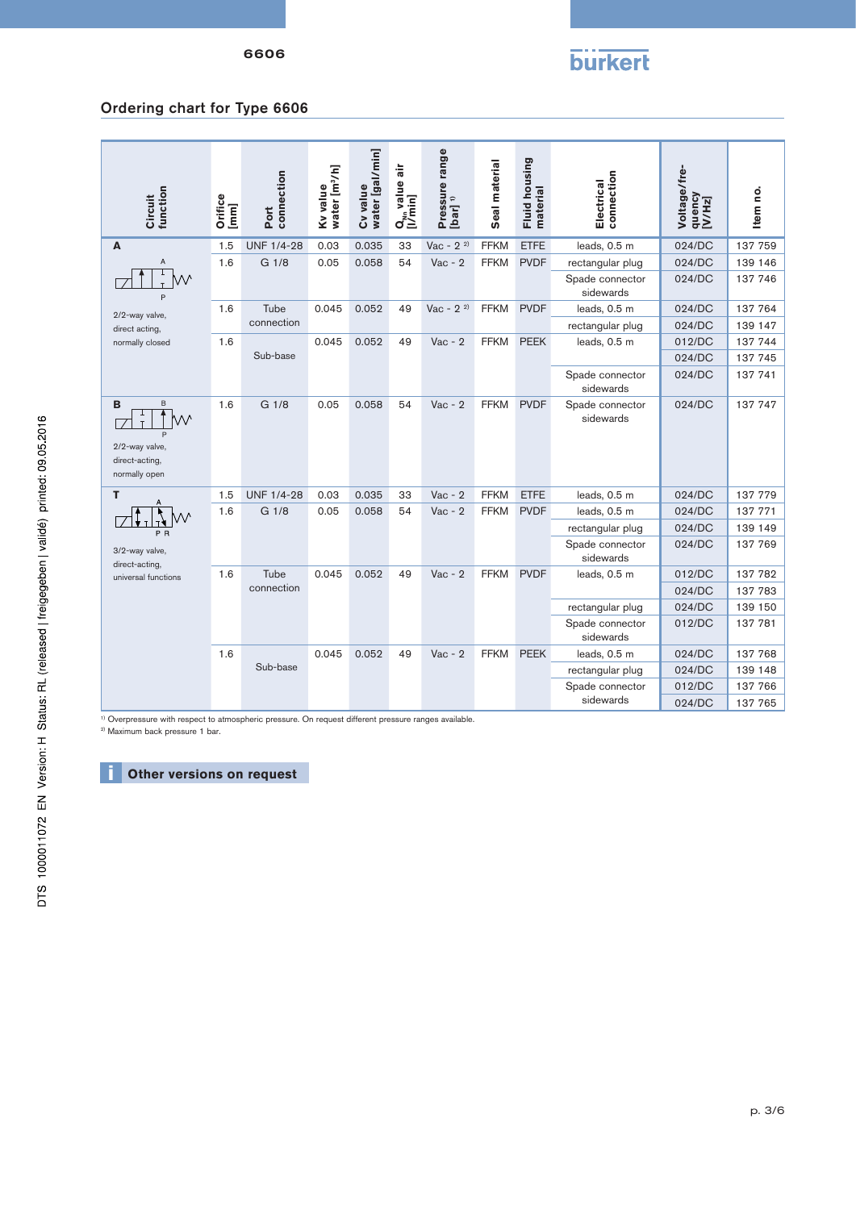## Ordering chart for Type 6606

| Circuit function | Orifice [mm] | Port connection | Kv value water [m³/h] | Cv value water [gal/min] | $Q_{Nn}$ value air [l/min] | Pressure range [bar] [1] | Seal material | Fluid housing material | Electrical connection | Voltage/frequency [V/Hz] | Item no. |
|---|---|---|---|---|---|---|---|---|---|---|---|
| **A** 2/2-way valve, direct acting, normally closed | 1.5 | UNF 1/4-28 | 0.03 | 0.035 | 33 | Vac - 2 [2] | FFKM | ETFE | leads, 0.5 m | 024/DC | 137 759 |
| | 1.6 | G 1/8 | 0.05 | 0.058 | 54 | Vac - 2 | FFKM | PVDF | rectangular plug | 024/DC | 139 146 |
| | | | | | | | | | Spade connector sidewards | 024/DC | 137 746 |
| | 1.6 | Tube connection | 0.045 | 0.052 | 49 | Vac - 2 [2] | FFKM | PVDF | leads, 0.5 m | 024/DC | 137 764 |
| | | | | | | | | | rectangular plug | 024/DC | 139 147 |
| | 1.6 | Sub-base | 0.045 | 0.052 | 49 | Vac - 2 | FFKM | PEEK | leads, 0.5 m | 012/DC | 137 744 |
| | | | | | | | | | | 024/DC | 137 745 |
| | | | | | | | | | Spade connector sidewards | 024/DC | 137 741 |
| **B** 2/2-way valve, direct-acting, normally open | 1.6 | G 1/8 | 0.05 | 0.058 | 54 | Vac - 2 | FFKM | PVDF | Spade connector sidewards | 024/DC | 137 747 |
| **T** 3/2-way valve, direct-acting, universal functions | 1.5 | UNF 1/4-28 | 0.03 | 0.035 | 33 | Vac - 2 | FFKM | ETFE | leads, 0.5 m | 024/DC | 137 779 |
| | 1.6 | G 1/8 | 0.05 | 0.058 | 54 | Vac - 2 | FFKM | PVDF | leads, 0.5 m | 024/DC | 137 771 |
| | | | | | | | | | rectangular plug | 024/DC | 139 149 |
| | | | | | | | | | Spade connector sidewards | 024/DC | 137 769 |
| | 1.6 | Tube connection | 0.045 | 0.052 | 49 | Vac - 2 | FFKM | PVDF | leads, 0.5 m | 012/DC | 137 782 |
| | | | | | | | | | | 024/DC | 137 783 |
| | | | | | | | | | rectangular plug | 024/DC | 139 150 |
| | | | | | | | | | Spade connector sidewards | 012/DC | 137 781 |
| | 1.6 | Sub-base | 0.045 | 0.052 | 49 | Vac - 2 | FFKM | PEEK | leads, 0.5 m | 024/DC | 137 768 |
| | | | | | | | | | rectangular plug | 024/DC | 139 148 |
| | | | | | | | | | Spade connector sidewards | 012/DC | 137 766 |
| | | | | | | | | | | 024/DC | 137 765 |

[1] Overpressure with respect to atmospheric pressure. On request different pressure ranges available.
[2] Maximum back pressure 1 bar.

**Other versions on request**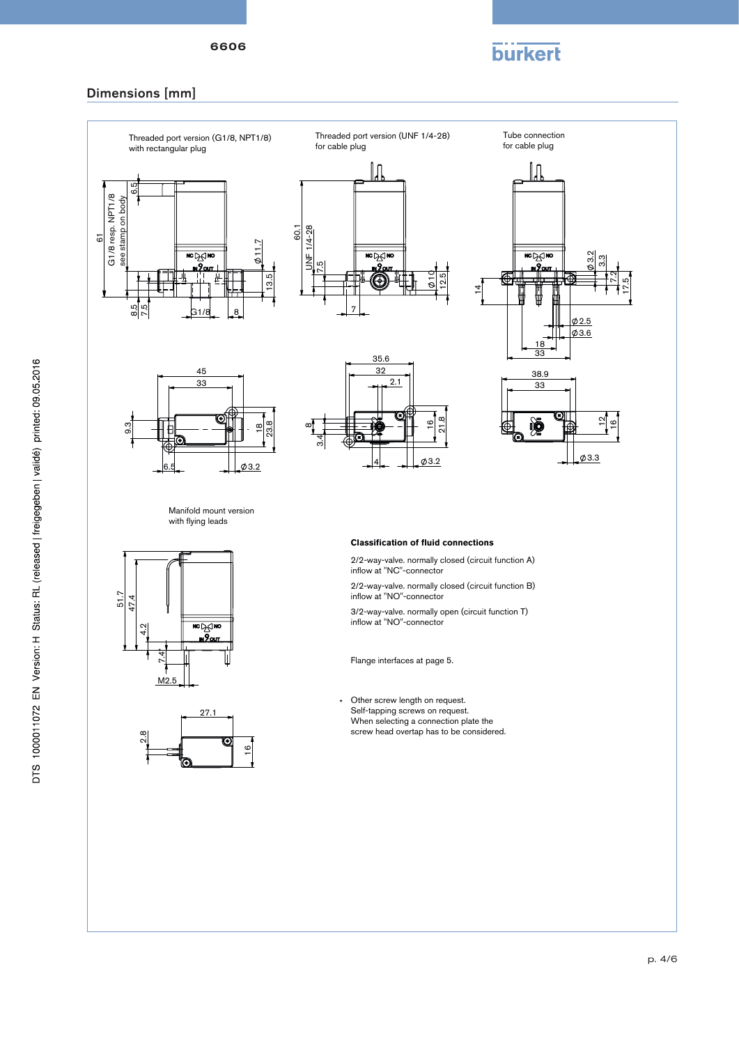## Dimensions [mm]

Threaded port version (G1/8, NPT1/8) with rectangular plug

Threaded port version (UNF 1/4-28) for cable plug

Tube connection for cable plug

Manifold mount version with flying leads

**Classification of fluid connections**

2/2-way-valve. normally closed (circuit function A) inflow at "NC"-connector

2/2-way-valve. normally closed (circuit function B) inflow at "NO"-connector

3/2-way-valve. normally open (circuit function T) inflow at "NO"-connector

Flange interfaces at page 5.

* Other screw length on request.
Self-tapping screws on request.
When selecting a connection plate the screw head overtap has to be considered.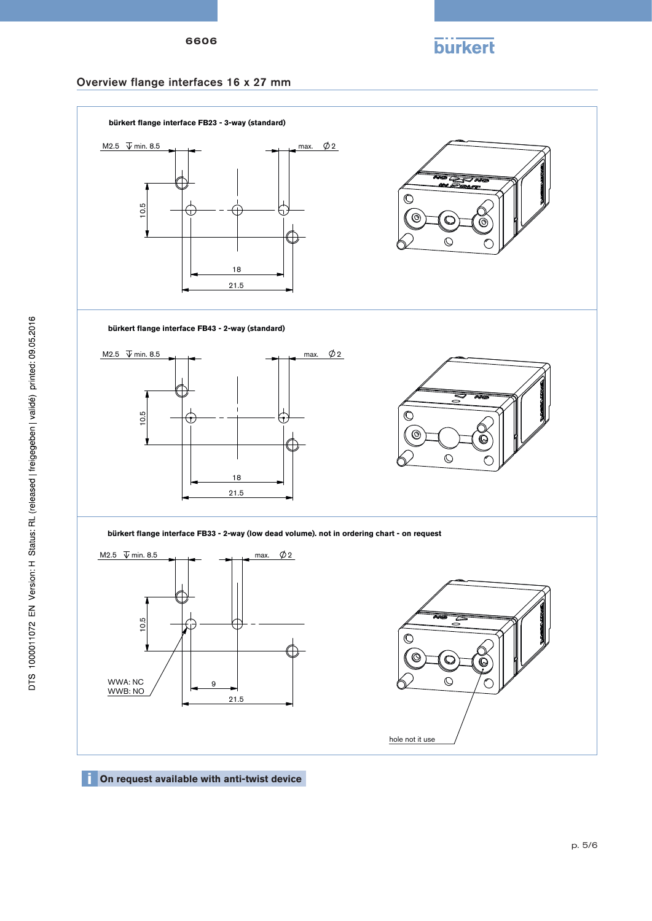## Overview flange interfaces 16 x 27 mm

**bürkert flange interface FB23 - 3-way (standard)**

M2.5 ↧ min. 8.5

max. ∅ 2

10.5

18

21.5

**bürkert flange interface FB43 - 2-way (standard)**

M2.5 ↧ min. 8.5

max. ∅ 2

10.5

18

21.5

**bürkert flange interface FB33 - 2-way (low dead volume). not in ordering chart - on request**

M2.5 ↧ min. 8.5

max. ∅ 2

10.5

WWA: NC
WWB: NO

9

21.5

hole not it use

**On request available with anti-twist device**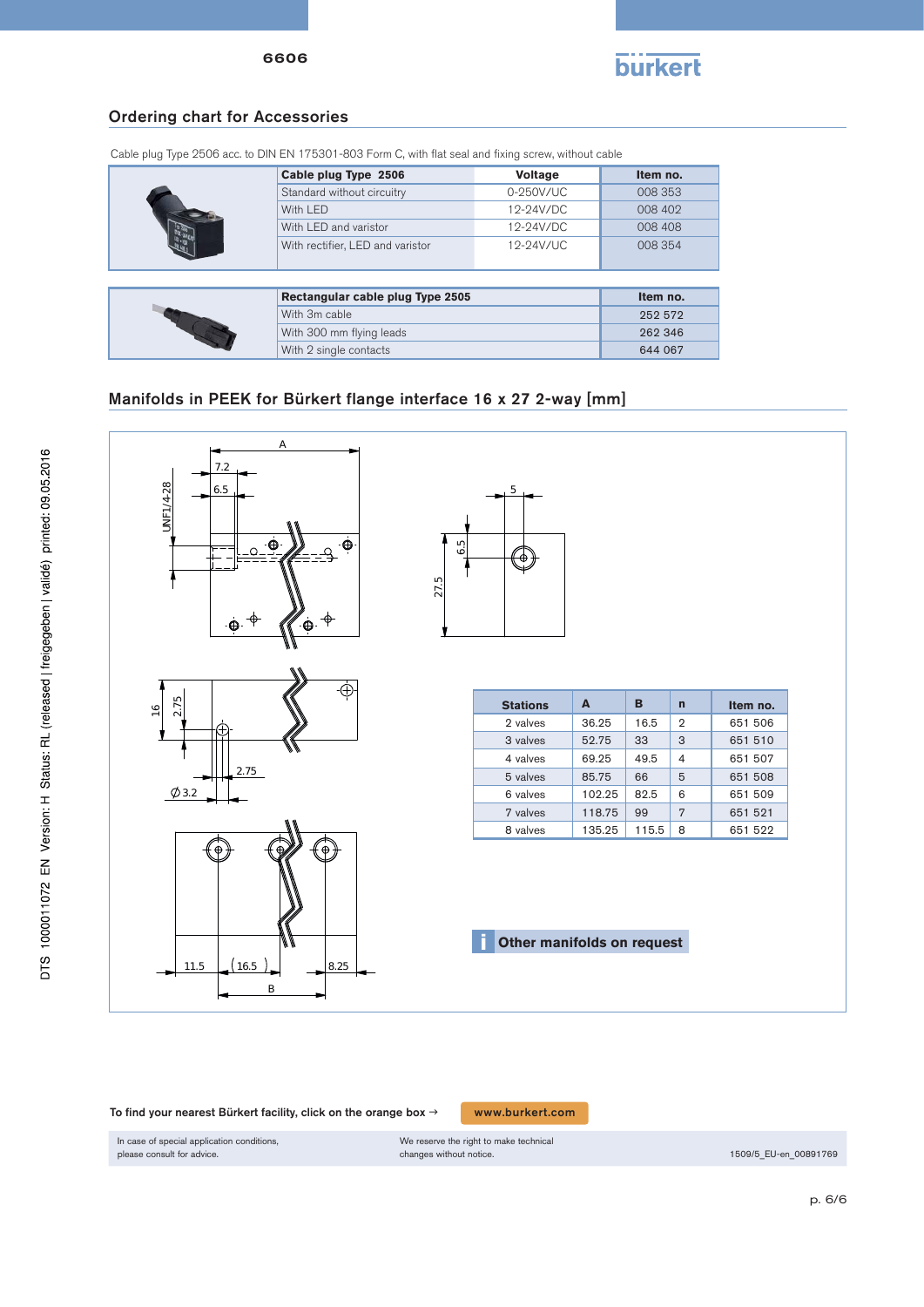## Ordering chart for Accessories

Cable plug Type 2506 acc. to DIN EN 175301-803 Form C, with flat seal and fixing screw, without cable

| Cable plug Type 2506 | Voltage | Item no. |
|---|---|---|
| Standard without circuitry | 0-250V/UC | 008 353 |
| With LED | 12-24V/DC | 008 402 |
| With LED and varistor | 12-24V/DC | 008 408 |
| With rectifier, LED and varistor | 12-24V/UC | 008 354 |

| Rectangular cable plug Type 2505 | Item no. |
|---|---|
| With 3m cable | 252 572 |
| With 300 mm flying leads | 262 346 |
| With 2 single contacts | 644 067 |

## Manifolds in PEEK for Bürkert flange interface 16 x 27 2-way [mm]

A
7.2
6.5
UNF1/4-28
5
6.5
27.5
16
2.75
2.75
Ø3.2
11.5
16.5
8.25
B

| Stations | A | B | n | Item no. |
|---|---|---|---|---|
| 2 valves | 36.25 | 16.5 | 2 | 651 506 |
| 3 valves | 52.75 | 33 | 3 | 651 510 |
| 4 valves | 69.25 | 49.5 | 4 | 651 507 |
| 5 valves | 85.75 | 66 | 5 | 651 508 |
| 6 valves | 102.25 | 82.5 | 6 | 651 509 |
| 7 valves | 118.75 | 99 | 7 | 651 521 |
| 8 valves | 135.25 | 115.5 | 8 | 651 522 |

**Other manifolds on request**

To find your nearest Bürkert facility, click on the orange box → www.burkert.com

In case of special application conditions, please consult for advice.

We reserve the right to make technical changes without notice.

1509/5_EU-en_00891769